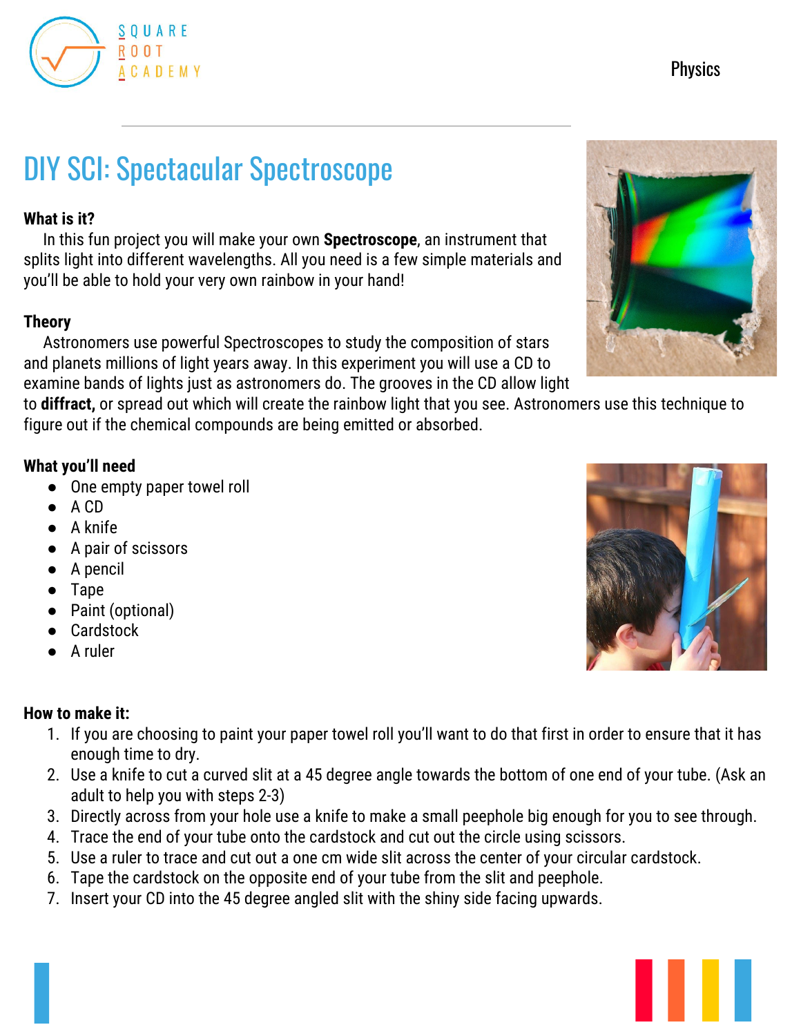# DIY SCI: Spectacular Spectroscope

### What is it?

In this fun project you will make your own **Spectroscope**, an instrument that splits light into different wavelengths. All you need is a few simple materials and you'll be able to hold your very own rainbow in your hand!

### Theory

Astronomers use powerful Spectroscopes to study the composition of stars and planets millions of light years away. In this experiment you will use a CD to examine bands of lights just as astronomers do. The grooves in the CD allow light to **diffract,** or spread out which will create the rainbow light that you see. Astronomers use this technique to figure out if the chemical compounds are being emitted or absorbed.

### What you'll need

- One empty paper towel roll
- A CD
- A knife
- A pair of scissors
- A pencil
- Tape
- Paint (optional)
- Cardstock
- A ruler

### How to make it:

1. If you are choosing to paint your paper towel roll you'll want to do that first in order to ensure that it has enough time to dry.
2. Use a knife to cut a curved slit at a 45 degree angle towards the bottom of one end of your tube. (Ask an adult to help you with steps 2-3)
3. Directly across from your hole use a knife to make a small peephole big enough for you to see through.
4. Trace the end of your tube onto the cardstock and cut out the circle using scissors.
5. Use a ruler to trace and cut out a one cm wide slit across the center of your circular cardstock.
6. Tape the cardstock on the opposite end of your tube from the slit and peephole.
7. Insert your CD into the 45 degree angled slit with the shiny side facing upwards.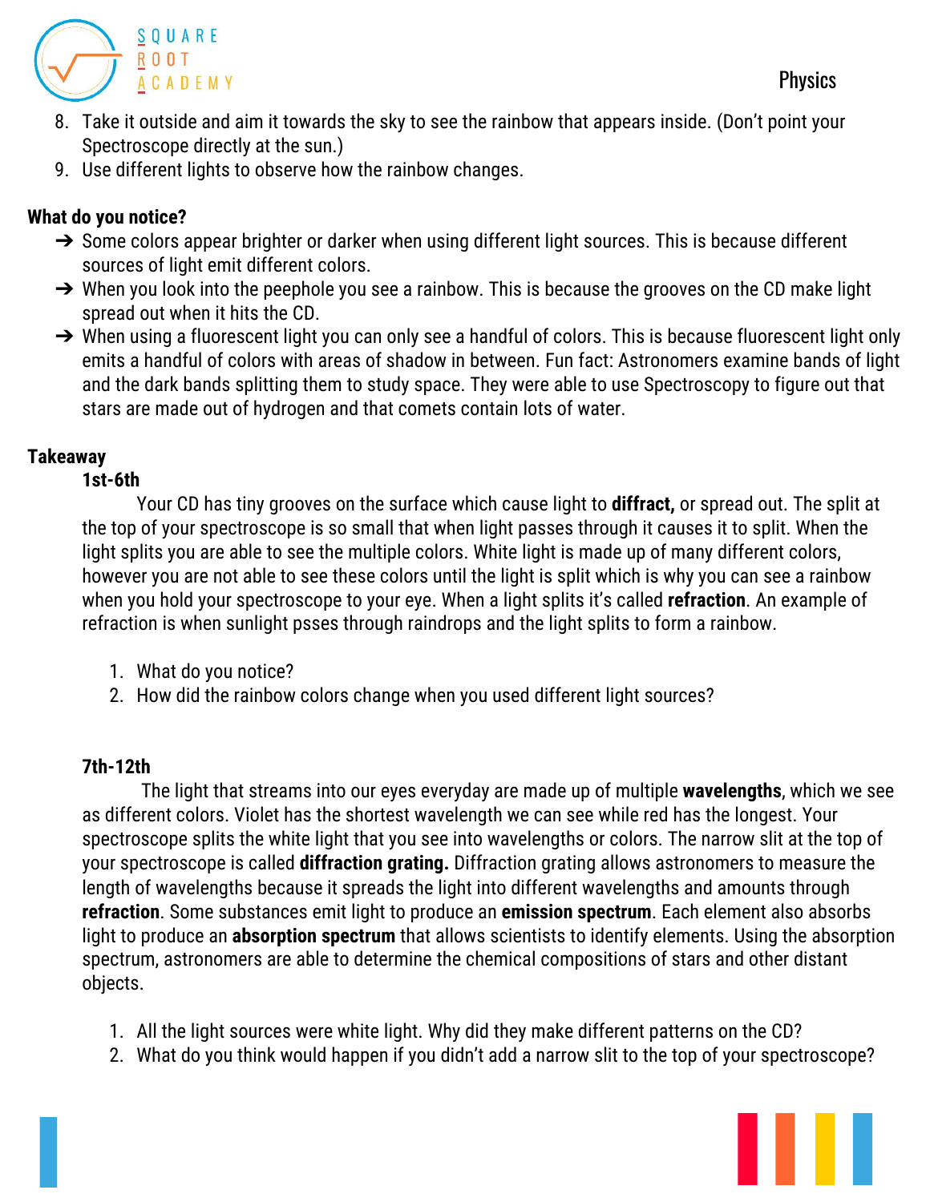8. Take it outside and aim it towards the sky to see the rainbow that appears inside. (Don't point your Spectroscope directly at the sun.)
9. Use different lights to observe how the rainbow changes.

**What do you notice?**

- Some colors appear brighter or darker when using different light sources. This is because different sources of light emit different colors.
- When you look into the peephole you see a rainbow. This is because the grooves on the CD make light spread out when it hits the CD.
- When using a fluorescent light you can only see a handful of colors. This is because fluorescent light only emits a handful of colors with areas of shadow in between. Fun fact: Astronomers examine bands of light and the dark bands splitting them to study space. They were able to use Spectroscopy to figure out that stars are made out of hydrogen and that comets contain lots of water.

**Takeaway**

**1st-6th**

Your CD has tiny grooves on the surface which cause light to **diffract,** or spread out. The split at the top of your spectroscope is so small that when light passes through it causes it to split. When the light splits you are able to see the multiple colors. White light is made up of many different colors, however you are not able to see these colors until the light is split which is why you can see a rainbow when you hold your spectroscope to your eye. When a light splits it's called **refraction**. An example of refraction is when sunlight psses through raindrops and the light splits to form a rainbow.

1. What do you notice?
2. How did the rainbow colors change when you used different light sources?

**7th-12th**

The light that streams into our eyes everyday are made up of multiple **wavelengths**, which we see as different colors. Violet has the shortest wavelength we can see while red has the longest. Your spectroscope splits the white light that you see into wavelengths or colors. The narrow slit at the top of your spectroscope is called **diffraction grating.** Diffraction grating allows astronomers to measure the length of wavelengths because it spreads the light into different wavelengths and amounts through **refraction**. Some substances emit light to produce an **emission spectrum**. Each element also absorbs light to produce an **absorption spectrum** that allows scientists to identify elements. Using the absorption spectrum, astronomers are able to determine the chemical compositions of stars and other distant objects.

1. All the light sources were white light. Why did they make different patterns on the CD?
2. What do you think would happen if you didn't add a narrow slit to the top of your spectroscope?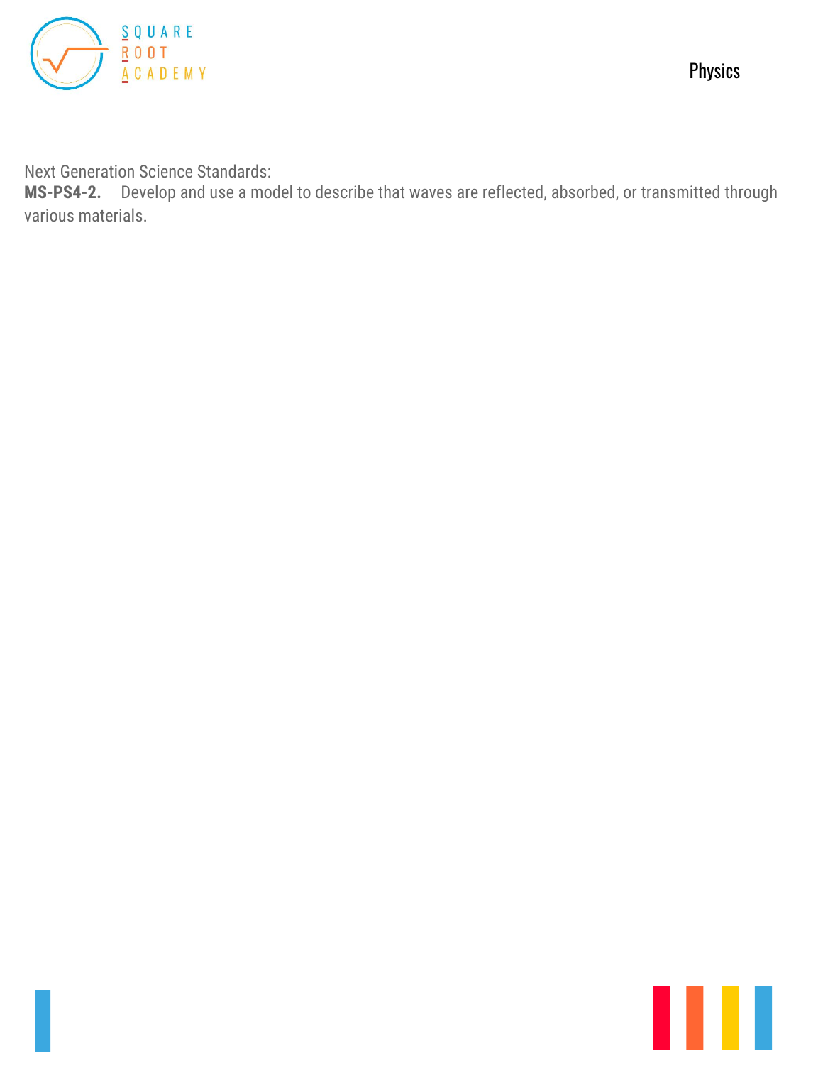Next Generation Science Standards:
**MS-PS4-2.** Develop and use a model to describe that waves are reflected, absorbed, or transmitted through various materials.